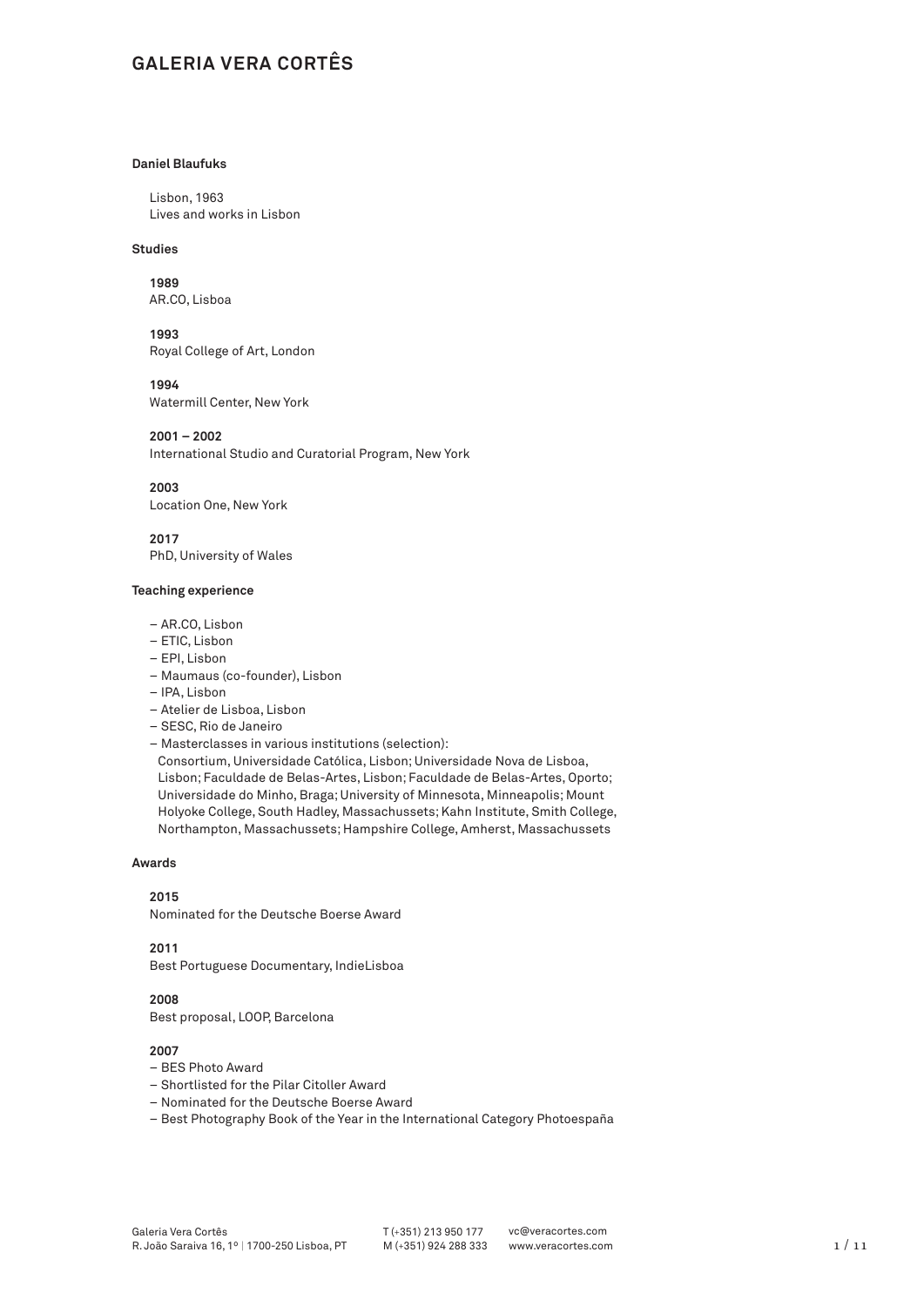# GALERIA VERA CORTÊS

**Daniel Blaufuks**

Lisbon, 1963
Lives and works in Lisbon

**Studies**

**1989**
AR.CO, Lisboa

**1993**
Royal College of Art, London

**1994**
Watermill Center, New York

**2001 – 2002**
International Studio and Curatorial Program, New York

**2003**
Location One, New York

**2017**
PhD, University of Wales

**Teaching experience**

- AR.CO, Lisbon
- ETIC, Lisbon
- EPI, Lisbon
- Maumaus (co-founder), Lisbon
- IPA, Lisbon
- Atelier de Lisboa, Lisbon
- SESC, Rio de Janeiro
- Masterclasses in various institutions (selection): Consortium, Universidade Católica, Lisbon; Universidade Nova de Lisboa, Lisbon; Faculdade de Belas-Artes, Lisbon; Faculdade de Belas-Artes, Oporto; Universidade do Minho, Braga; University of Minnesota, Minneapolis; Mount Holyoke College, South Hadley, Massachussets; Kahn Institute, Smith College, Northampton, Massachussets; Hampshire College, Amherst, Massachussets

**Awards**

**2015**
Nominated for the Deutsche Boerse Award

**2011**
Best Portuguese Documentary, IndieLisboa

**2008**
Best proposal, LOOP, Barcelona

**2007**
- BES Photo Award
- Shortlisted for the Pilar Citoller Award
- Nominated for the Deutsche Boerse Award
- Best Photography Book of the Year in the International Category Photoespaña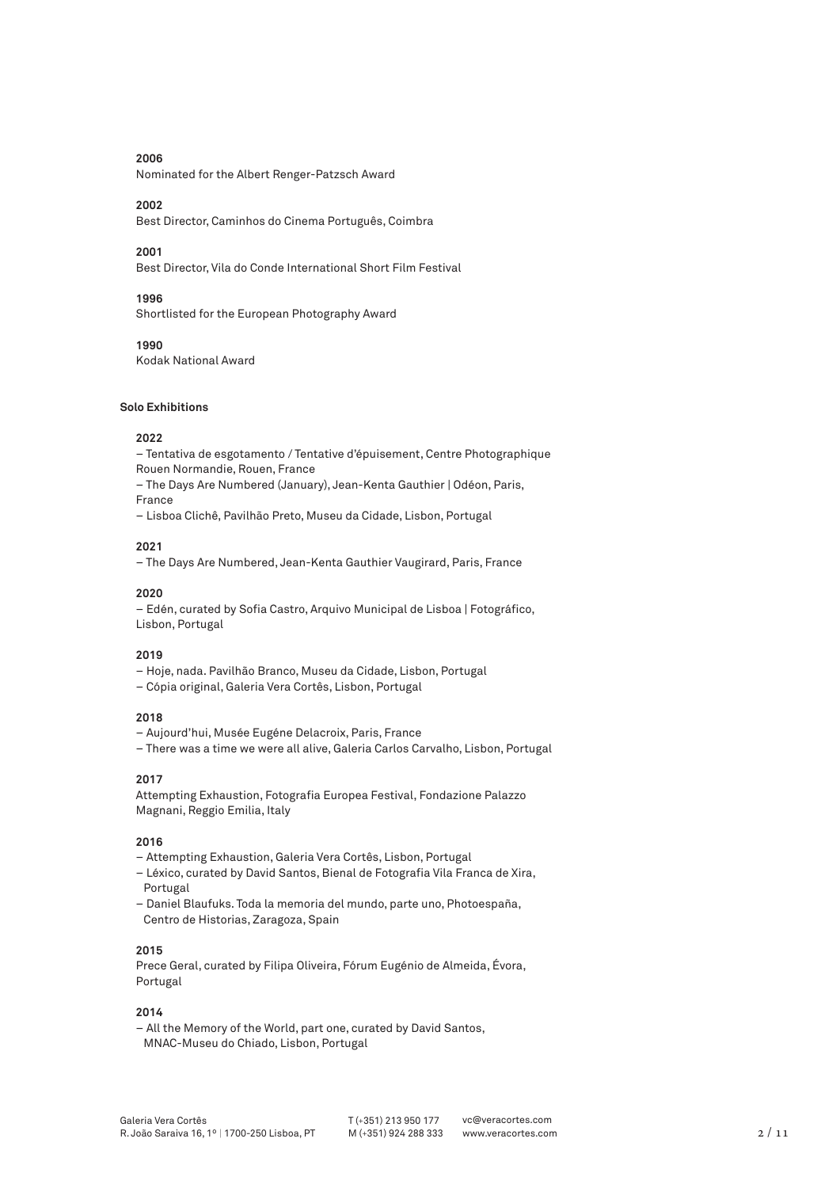**2006**
Nominated for the Albert Renger-Patzsch Award

**2002**
Best Director, Caminhos do Cinema Português, Coimbra

**2001**
Best Director, Vila do Conde International Short Film Festival

**1996**
Shortlisted for the European Photography Award

**1990**
Kodak National Award

**Solo Exhibitions**

**2022**
– Tentativa de esgotamento / Tentative d'épuisement, Centre Photographique Rouen Normandie, Rouen, France
– The Days Are Numbered (January), Jean-Kenta Gauthier | Odéon, Paris, France
– Lisboa Clichê, Pavilhão Preto, Museu da Cidade, Lisbon, Portugal

**2021**
– The Days Are Numbered, Jean-Kenta Gauthier Vaugirard, Paris, France

**2020**
– Edén, curated by Sofia Castro, Arquivo Municipal de Lisboa | Fotográfico, Lisbon, Portugal

**2019**
– Hoje, nada. Pavilhão Branco, Museu da Cidade, Lisbon, Portugal
– Cópia original, Galeria Vera Cortês, Lisbon, Portugal

**2018**
– Aujourd'hui, Musée Eugéne Delacroix, Paris, France
– There was a time we were all alive, Galeria Carlos Carvalho, Lisbon, Portugal

**2017**
Attempting Exhaustion, Fotografia Europea Festival, Fondazione Palazzo Magnani, Reggio Emilia, Italy

**2016**
– Attempting Exhaustion, Galeria Vera Cortês, Lisbon, Portugal
– Léxico, curated by David Santos, Bienal de Fotografia Vila Franca de Xira, Portugal
– Daniel Blaufuks. Toda la memoria del mundo, parte uno, Photoespaña, Centro de Historias, Zaragoza, Spain

**2015**
Prece Geral, curated by Filipa Oliveira, Fórum Eugénio de Almeida, Évora, Portugal

**2014**
– All the Memory of the World, part one, curated by David Santos, MNAC-Museu do Chiado, Lisbon, Portugal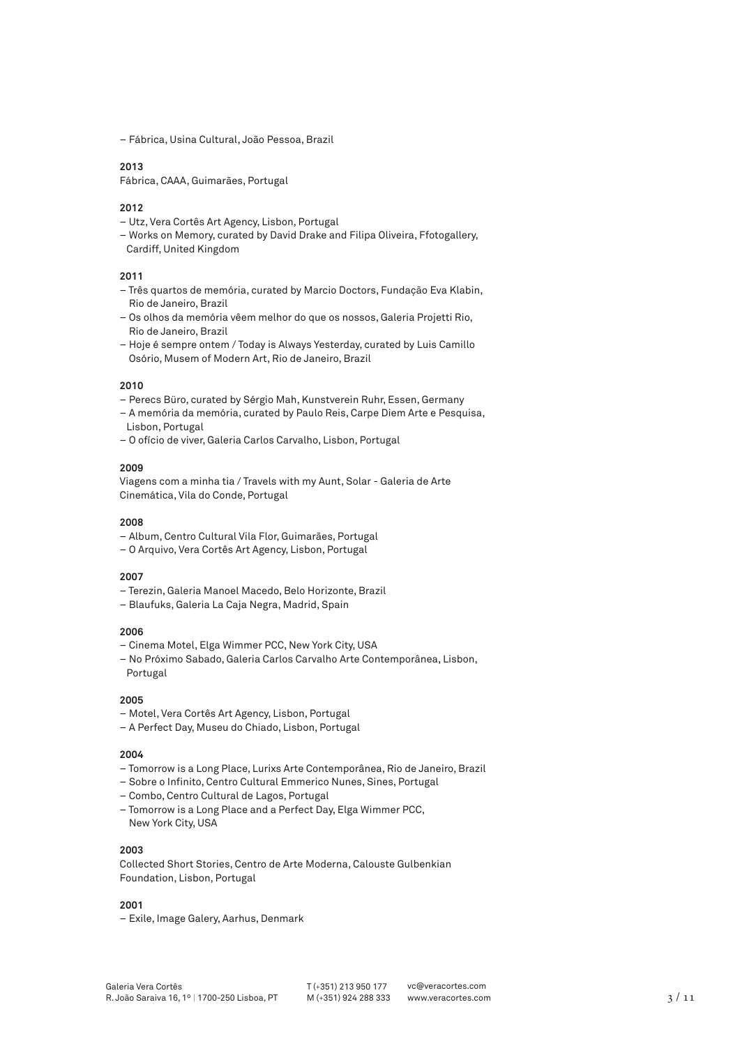– Fábrica, Usina Cultural, João Pessoa, Brazil

**2013**

Fábrica, CAAA, Guimarães, Portugal

**2012**

– Utz, Vera Cortês Art Agency, Lisbon, Portugal
– Works on Memory, curated by David Drake and Filipa Oliveira, Ffotogallery, Cardiff, United Kingdom

**2011**

– Três quartos de memória, curated by Marcio Doctors, Fundação Eva Klabin, Rio de Janeiro, Brazil
– Os olhos da memória vêem melhor do que os nossos, Galeria Projetti Rio, Rio de Janeiro, Brazil
– Hoje é sempre ontem / Today is Always Yesterday, curated by Luis Camillo Osório, Musem of Modern Art, Rio de Janeiro, Brazil

**2010**

– Perecs Büro, curated by Sérgio Mah, Kunstverein Ruhr, Essen, Germany
– A memória da memória, curated by Paulo Reis, Carpe Diem Arte e Pesquisa, Lisbon, Portugal
– O ofício de viver, Galeria Carlos Carvalho, Lisbon, Portugal

**2009**

Viagens com a minha tia / Travels with my Aunt, Solar - Galeria de Arte Cinemática, Vila do Conde, Portugal

**2008**

– Album, Centro Cultural Vila Flor, Guimarães, Portugal
– O Arquivo, Vera Cortês Art Agency, Lisbon, Portugal

**2007**

– Terezin, Galeria Manoel Macedo, Belo Horizonte, Brazil
– Blaufuks, Galeria La Caja Negra, Madrid, Spain

**2006**

– Cinema Motel, Elga Wimmer PCC, New York City, USA
– No Próximo Sabado, Galeria Carlos Carvalho Arte Contemporânea, Lisbon, Portugal

**2005**

– Motel, Vera Cortês Art Agency, Lisbon, Portugal
– A Perfect Day, Museu do Chiado, Lisbon, Portugal

**2004**

– Tomorrow is a Long Place, Lurixs Arte Contemporânea, Rio de Janeiro, Brazil
– Sobre o Infinito, Centro Cultural Emmerico Nunes, Sines, Portugal
– Combo, Centro Cultural de Lagos, Portugal
– Tomorrow is a Long Place and a Perfect Day, Elga Wimmer PCC, New York City, USA

**2003**

Collected Short Stories, Centro de Arte Moderna, Calouste Gulbenkian Foundation, Lisbon, Portugal

**2001**

– Exile, Image Galery, Aarhus, Denmark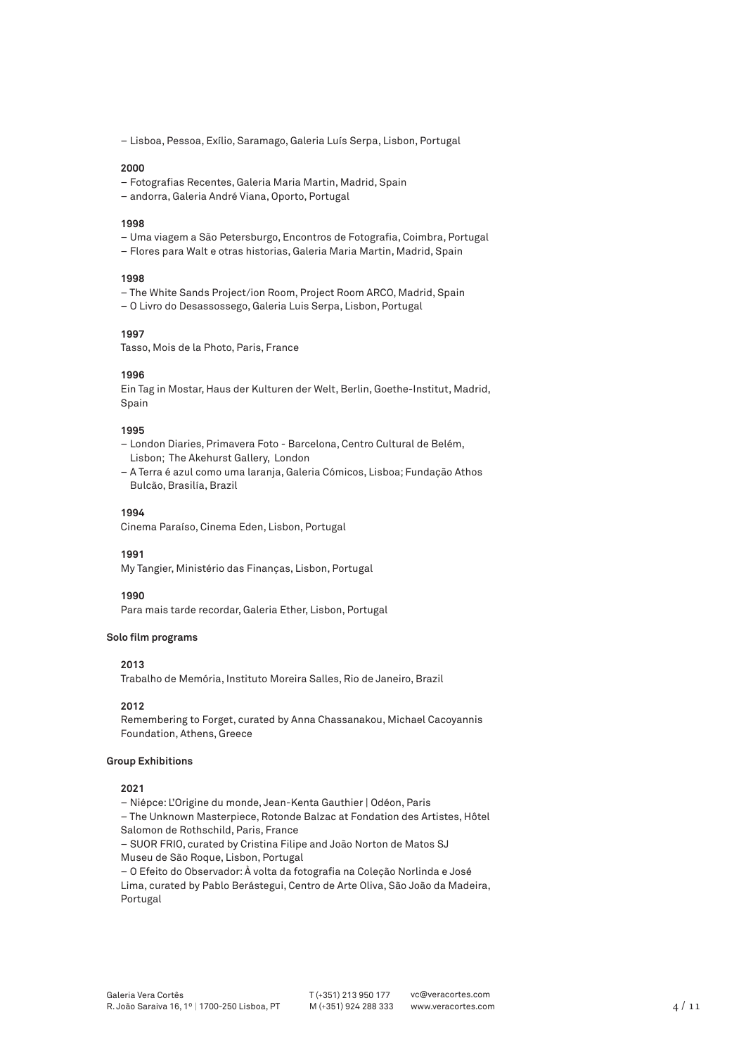– Lisboa, Pessoa, Exílio, Saramago, Galeria Luís Serpa, Lisbon, Portugal

**2000**

– Fotografias Recentes, Galeria Maria Martin, Madrid, Spain
– andorra, Galeria André Viana, Oporto, Portugal

**1998**

– Uma viagem a São Petersburgo, Encontros de Fotografia, Coimbra, Portugal
– Flores para Walt e otras historias, Galeria Maria Martin, Madrid, Spain

**1998**

– The White Sands Project/ion Room, Project Room ARCO, Madrid, Spain
– O Livro do Desassossego, Galeria Luis Serpa, Lisbon, Portugal

**1997**

Tasso, Mois de la Photo, Paris, France

**1996**

Ein Tag in Mostar, Haus der Kulturen der Welt, Berlin, Goethe-Institut, Madrid, Spain

**1995**

– London Diaries, Primavera Foto - Barcelona, Centro Cultural de Belém, Lisbon; The Akehurst Gallery, London
– A Terra é azul como uma laranja, Galeria Cómicos, Lisboa; Fundação Athos Bulcão, Brasilía, Brazil

**1994**

Cinema Paraíso, Cinema Eden, Lisbon, Portugal

**1991**

My Tangier, Ministério das Finanças, Lisbon, Portugal

**1990**

Para mais tarde recordar, Galeria Ether, Lisbon, Portugal

**Solo film programs**

**2013**

Trabalho de Memória, Instituto Moreira Salles, Rio de Janeiro, Brazil

**2012**

Remembering to Forget, curated by Anna Chassanakou, Michael Cacoyannis Foundation, Athens, Greece

**Group Exhibitions**

**2021**

– Niépce: L'Origine du monde, Jean-Kenta Gauthier | Odéon, Paris
– The Unknown Masterpiece, Rotonde Balzac at Fondation des Artistes, Hôtel Salomon de Rothschild, Paris, France
– SUOR FRIO, curated by Cristina Filipe and João Norton de Matos SJ Museu de São Roque, Lisbon, Portugal
– O Efeito do Observador: À volta da fotografia na Coleção Norlinda e José Lima, curated by Pablo Berástegui, Centro de Arte Oliva, São João da Madeira, Portugal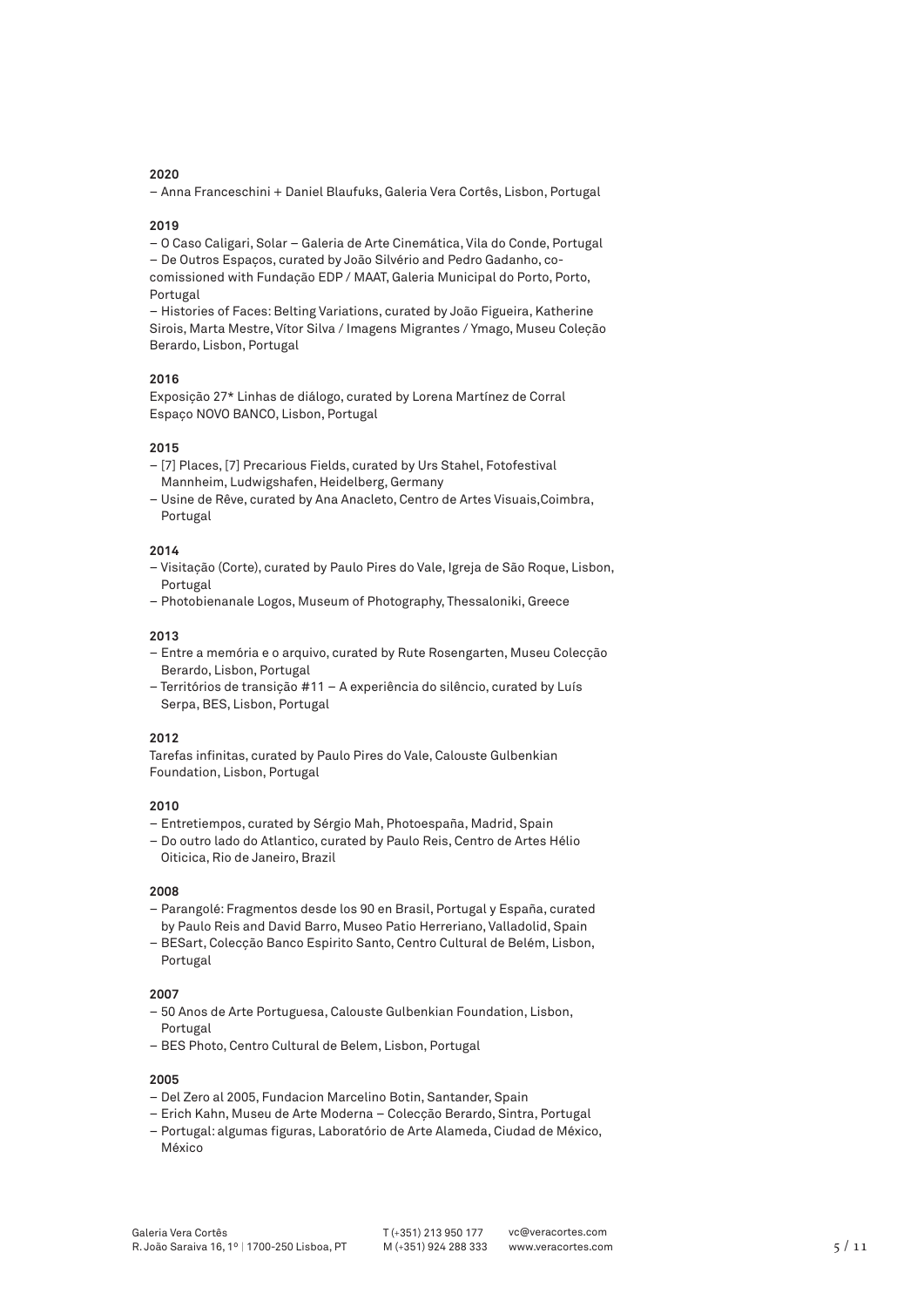**2020**

– Anna Franceschini + Daniel Blaufuks, Galeria Vera Cortês, Lisbon, Portugal

**2019**

– O Caso Caligari, Solar – Galeria de Arte Cinemática, Vila do Conde, Portugal
– De Outros Espaços, curated by João Silvério and Pedro Gadanho, co-comissioned with Fundação EDP / MAAT, Galeria Municipal do Porto, Porto, Portugal
– Histories of Faces: Belting Variations, curated by João Figueira, Katherine Sirois, Marta Mestre, Vítor Silva / Imagens Migrantes / Ymago, Museu Coleção Berardo, Lisbon, Portugal

**2016**

Exposição 27* Linhas de diálogo, curated by Lorena Martínez de Corral Espaço NOVO BANCO, Lisbon, Portugal

**2015**

– [7] Places, [7] Precarious Fields, curated by Urs Stahel, Fotofestival Mannheim, Ludwigshafen, Heidelberg, Germany
– Usine de Rêve, curated by Ana Anacleto, Centro de Artes Visuais,Coimbra, Portugal

**2014**

– Visitação (Corte), curated by Paulo Pires do Vale, Igreja de São Roque, Lisbon, Portugal
– Photobienanale Logos, Museum of Photography, Thessaloniki, Greece

**2013**

– Entre a memória e o arquivo, curated by Rute Rosengarten, Museu Colecção Berardo, Lisbon, Portugal
– Territórios de transição #11 – A experiência do silêncio, curated by Luís Serpa, BES, Lisbon, Portugal

**2012**

Tarefas infinitas, curated by Paulo Pires do Vale, Calouste Gulbenkian Foundation, Lisbon, Portugal

**2010**

– Entretiempos, curated by Sérgio Mah, Photoespaña, Madrid, Spain
– Do outro lado do Atlantico, curated by Paulo Reis, Centro de Artes Hélio Oiticica, Rio de Janeiro, Brazil

**2008**

– Parangolé: Fragmentos desde los 90 en Brasil, Portugal y España, curated by Paulo Reis and David Barro, Museo Patio Herreriano, Valladolid, Spain
– BESart, Colecção Banco Espirito Santo, Centro Cultural de Belém, Lisbon, Portugal

**2007**

– 50 Anos de Arte Portuguesa, Calouste Gulbenkian Foundation, Lisbon, Portugal
– BES Photo, Centro Cultural de Belem, Lisbon, Portugal

**2005**

– Del Zero al 2005, Fundacion Marcelino Botin, Santander, Spain
– Erich Kahn, Museu de Arte Moderna – Colecção Berardo, Sintra, Portugal
– Portugal: algumas figuras, Laboratório de Arte Alameda, Ciudad de México, México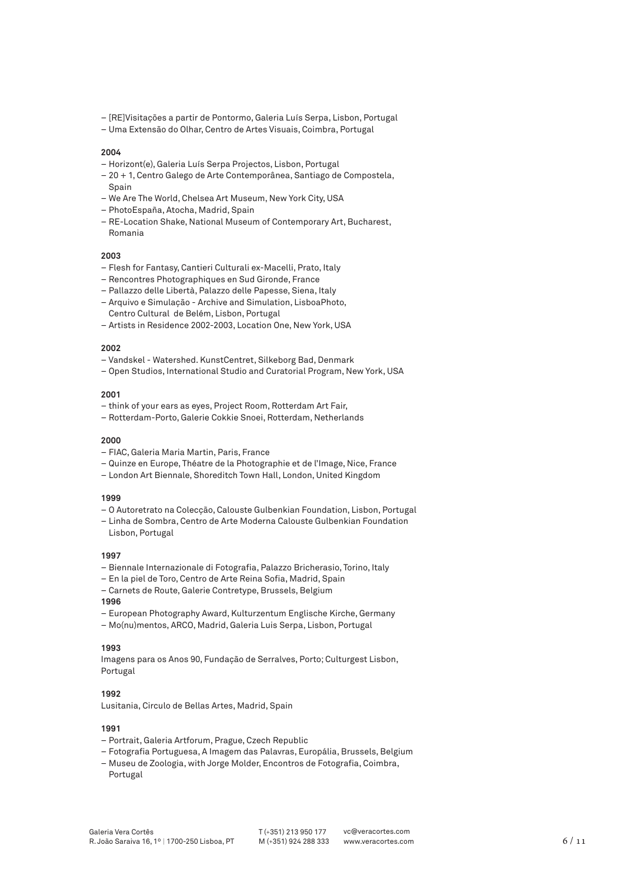– [RE]Visitações a partir de Pontormo, Galeria Luís Serpa, Lisbon, Portugal
– Uma Extensão do Olhar, Centro de Artes Visuais, Coimbra, Portugal

**2004**
– Horizont(e), Galeria Luís Serpa Projectos, Lisbon, Portugal
– 20 + 1, Centro Galego de Arte Contemporânea, Santiago de Compostela, Spain
– We Are The World, Chelsea Art Museum, New York City, USA
– PhotoEspaña, Atocha, Madrid, Spain
– RE-Location Shake, National Museum of Contemporary Art, Bucharest, Romania

**2003**
– Flesh for Fantasy, Cantieri Culturali ex-Macelli, Prato, Italy
– Rencontres Photographiques en Sud Gironde, France
– Pallazzo delle Libertà, Palazzo delle Papesse, Siena, Italy
– Arquivo e Simulação - Archive and Simulation, LisboaPhoto, Centro Cultural de Belém, Lisbon, Portugal
– Artists in Residence 2002-2003, Location One, New York, USA

**2002**
– Vandskel - Watershed. KunstCentret, Silkeborg Bad, Denmark
– Open Studios, International Studio and Curatorial Program, New York, USA

**2001**
– think of your ears as eyes, Project Room, Rotterdam Art Fair,
– Rotterdam-Porto, Galerie Cokkie Snoei, Rotterdam, Netherlands

**2000**
– FIAC, Galeria Maria Martin, Paris, France
– Quinze en Europe, Théatre de la Photographie et de l'Image, Nice, France
– London Art Biennale, Shoreditch Town Hall, London, United Kingdom

**1999**
– O Autoretrato na Colecção, Calouste Gulbenkian Foundation, Lisbon, Portugal
– Linha de Sombra, Centro de Arte Moderna Calouste Gulbenkian Foundation Lisbon, Portugal

**1997**
– Biennale Internazionale di Fotografia, Palazzo Bricherasio, Torino, Italy
– En la piel de Toro, Centro de Arte Reina Sofia, Madrid, Spain
– Carnets de Route, Galerie Contretype, Brussels, Belgium

**1996**
– European Photography Award, Kulturzentum Englische Kirche, Germany
– Mo(nu)mentos, ARCO, Madrid, Galeria Luis Serpa, Lisbon, Portugal

**1993**
Imagens para os Anos 90, Fundação de Serralves, Porto; Culturgest Lisbon, Portugal

**1992**
Lusitania, Circulo de Bellas Artes, Madrid, Spain

**1991**
– Portrait, Galeria Artforum, Prague, Czech Republic
– Fotografia Portuguesa, A Imagem das Palavras, Europália, Brussels, Belgium
– Museu de Zoologia, with Jorge Molder, Encontros de Fotografia, Coimbra, Portugal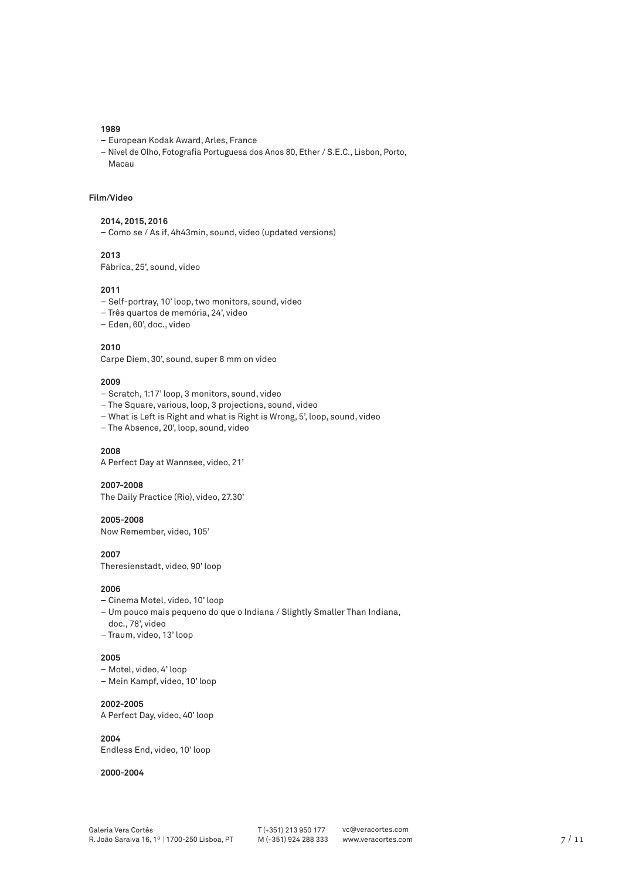**1989**

– European Kodak Award, Arles, France
– Nível de Olho, Fotografia Portuguesa dos Anos 80, Ether / S.E.C., Lisbon, Porto, Macau

## Film/Video

**2014, 2015, 2016**

– Como se / As if, 4h43min, sound, video (updated versions)

**2013**

Fábrica, 25', sound, video

**2011**

– Self-portray, 10' loop, two monitors, sound, video
– Três quartos de memória, 24', video
– Eden, 60', doc., video

**2010**

Carpe Diem, 30', sound, super 8 mm on video

**2009**

– Scratch, 1:17' loop, 3 monitors, sound, video
– The Square, various, loop, 3 projections, sound, video
– What is Left is Right and what is Right is Wrong, 5', loop, sound, video
– The Absence, 20', loop, sound, video

**2008**

A Perfect Day at Wannsee, video, 21'

**2007–2008**

The Daily Practice (Rio), video, 27.30'

**2005–2008**

Now Remember, video, 105'

**2007**

Theresienstadt, video, 90' loop

**2006**

– Cinema Motel, video, 10' loop
– Um pouco mais pequeno do que o Indiana / Slightly Smaller Than Indiana, doc., 78', video
– Traum, video, 13' loop

**2005**

– Motel, video, 4' loop
– Mein Kampf, video, 10' loop

**2002–2005**

A Perfect Day, video, 40' loop

**2004**

Endless End, video, 10' loop

**2000–2004**

Galeria Vera Cortês
R. João Saraiva 16, 1º | 1700-250 Lisboa, PT
T (+351) 213 950 177
M (+351) 924 288 333
vc@veracortes.com
www.veracortes.com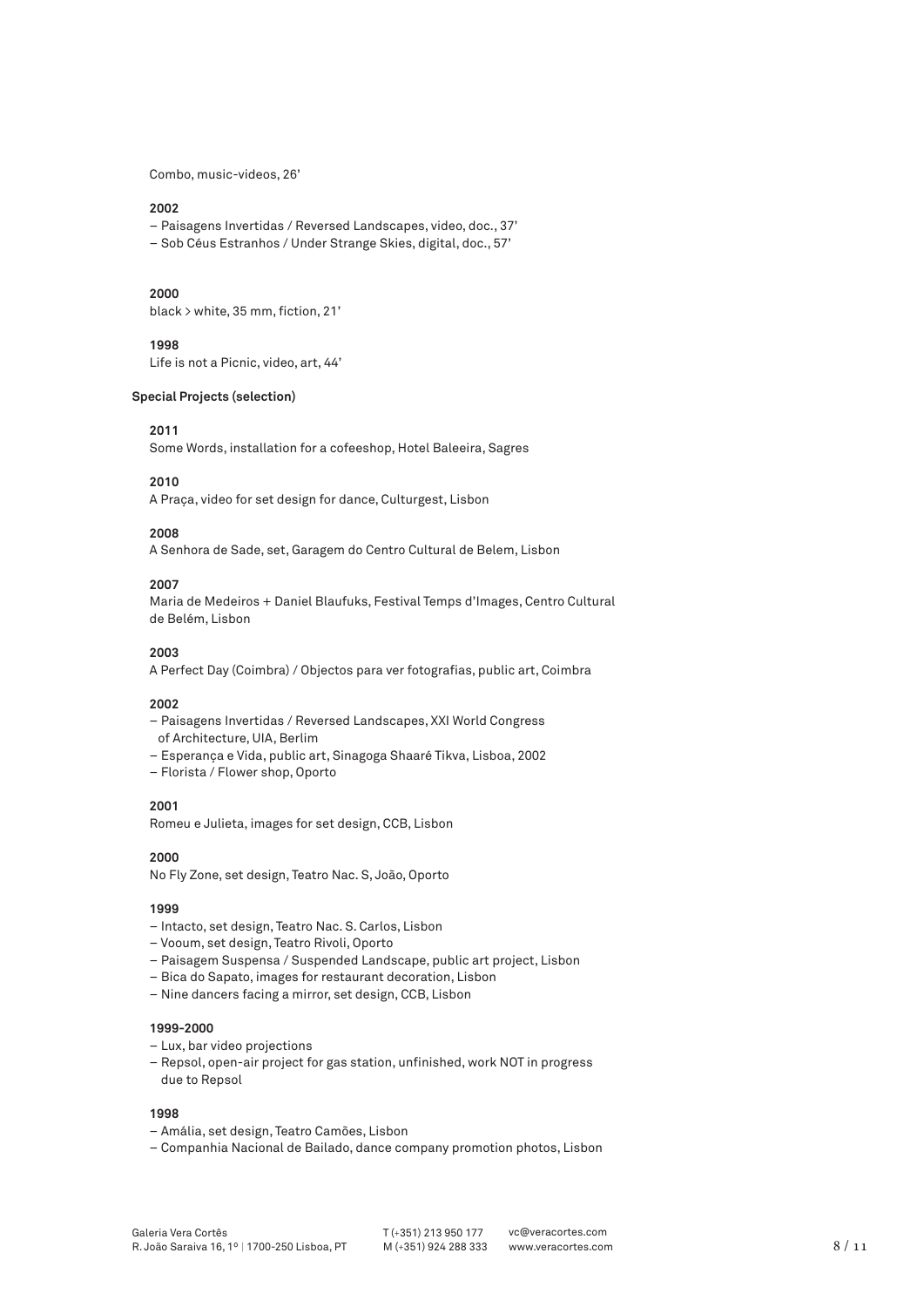Combo, music-videos, 26'

**2002**

– Paisagens Invertidas / Reversed Landscapes, video, doc., 37'
– Sob Céus Estranhos / Under Strange Skies, digital, doc., 57'

**2000**

black > white, 35 mm, fiction, 21'

**1998**

Life is not a Picnic, video, art, 44'

### Special Projects (selection)

**2011**

Some Words, installation for a cofeeshop, Hotel Baleeira, Sagres

**2010**

A Praça, video for set design for dance, Culturgest, Lisbon

**2008**

A Senhora de Sade, set, Garagem do Centro Cultural de Belem, Lisbon

**2007**

Maria de Medeiros + Daniel Blaufuks, Festival Temps d'Images, Centro Cultural de Belém, Lisbon

**2003**

A Perfect Day (Coimbra) / Objectos para ver fotografias, public art, Coimbra

**2002**

– Paisagens Invertidas / Reversed Landscapes, XXI World Congress of Architecture, UIA, Berlim
– Esperança e Vida, public art, Sinagoga Shaaré Tikva, Lisboa, 2002
– Florista / Flower shop, Oporto

**2001**

Romeu e Julieta, images for set design, CCB, Lisbon

**2000**

No Fly Zone, set design, Teatro Nac. S, João, Oporto

**1999**

– Intacto, set design, Teatro Nac. S. Carlos, Lisbon
– Vooum, set design, Teatro Rivoli, Oporto
– Paisagem Suspensa / Suspended Landscape, public art project, Lisbon
– Bica do Sapato, images for restaurant decoration, Lisbon
– Nine dancers facing a mirror, set design, CCB, Lisbon

**1999-2000**

– Lux, bar video projections
– Repsol, open-air project for gas station, unfinished, work NOT in progress due to Repsol

**1998**

– Amália, set design, Teatro Camões, Lisbon
– Companhia Nacional de Bailado, dance company promotion photos, Lisbon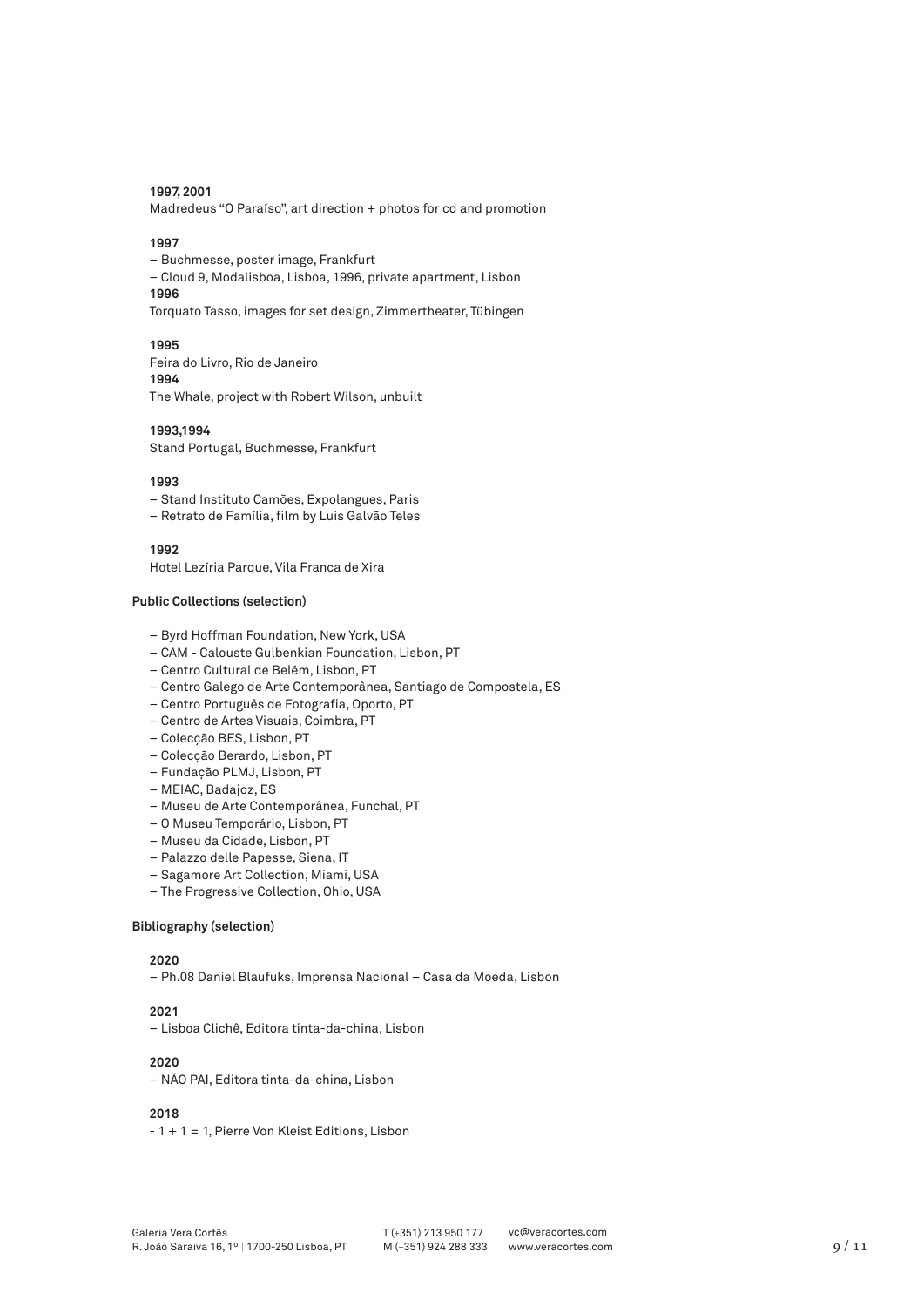**1997, 2001**
Madredeus "O Paraíso", art direction + photos for cd and promotion

**1997**
– Buchmesse, poster image, Frankfurt
– Cloud 9, Modalisboa, Lisboa, 1996, private apartment, Lisbon

**1996**
Torquato Tasso, images for set design, Zimmertheater, Tübingen

**1995**
Feira do Livro, Rio de Janeiro

**1994**
The Whale, project with Robert Wilson, unbuilt

**1993,1994**
Stand Portugal, Buchmesse, Frankfurt

**1993**
– Stand Instituto Camões, Expolangues, Paris
– Retrato de Família, film by Luis Galvão Teles

**1992**
Hotel Lezíria Parque, Vila Franca de Xira

**Public Collections (selection)**

– Byrd Hoffman Foundation, New York, USA
– CAM - Calouste Gulbenkian Foundation, Lisbon, PT
– Centro Cultural de Belém, Lisbon, PT
– Centro Galego de Arte Contemporânea, Santiago de Compostela, ES
– Centro Português de Fotografia, Oporto, PT
– Centro de Artes Visuais, Coimbra, PT
– Colecção BES, Lisbon, PT
– Colecção Berardo, Lisbon, PT
– Fundação PLMJ, Lisbon, PT
– MEIAC, Badajoz, ES
– Museu de Arte Contemporânea, Funchal, PT
– O Museu Temporário, Lisbon, PT
– Museu da Cidade, Lisbon, PT
– Palazzo delle Papesse, Siena, IT
– Sagamore Art Collection, Miami, USA
– The Progressive Collection, Ohio, USA

**Bibliography (selection)**

**2020**
– Ph.08 Daniel Blaufuks, Imprensa Nacional – Casa da Moeda, Lisbon

**2021**
– Lisboa Clichê, Editora tinta-da-china, Lisbon

**2020**
– NÃO PAI, Editora tinta-da-china, Lisbon

**2018**
- 1 + 1 = 1, Pierre Von Kleist Editions, Lisbon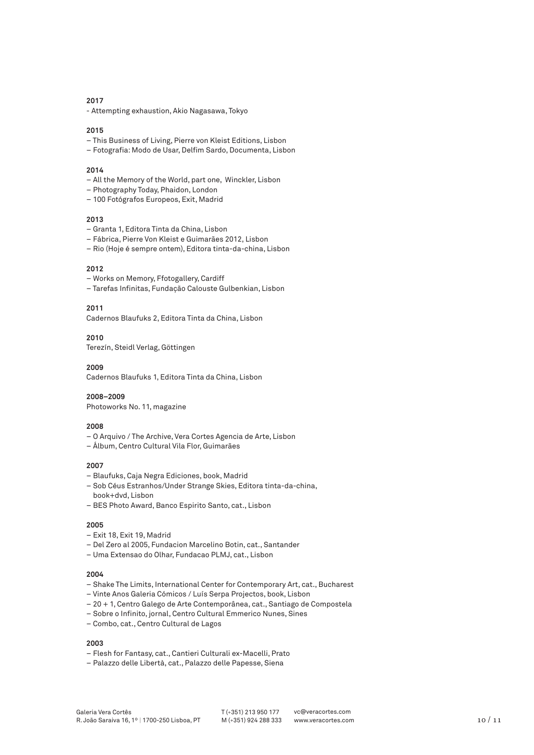**2017**

- Attempting exhaustion, Akio Nagasawa, Tokyo

**2015**

– This Business of Living, Pierre von Kleist Editions, Lisbon
– Fotografia: Modo de Usar, Delfim Sardo, Documenta, Lisbon

**2014**

– All the Memory of the World, part one, Winckler, Lisbon
– Photography Today, Phaidon, London
– 100 Fotógrafos Europeos, Exit, Madrid

**2013**

– Granta 1, Editora Tinta da China, Lisbon
– Fábrica, Pierre Von Kleist e Guimarães 2012, Lisbon
– Rio (Hoje é sempre ontem), Editora tinta-da-china, Lisbon

**2012**

– Works on Memory, Ffotogallery, Cardiff
– Tarefas Infinitas, Fundação Calouste Gulbenkian, Lisbon

**2011**

Cadernos Blaufuks 2, Editora Tinta da China, Lisbon

**2010**

Terezín, Steidl Verlag, Göttingen

**2009**

Cadernos Blaufuks 1, Editora Tinta da China, Lisbon

**2008–2009**

Photoworks No. 11, magazine

**2008**

– O Arquivo / The Archive, Vera Cortes Agencia de Arte, Lisbon
– Álbum, Centro Cultural Vila Flor, Guimarães

**2007**

– Blaufuks, Caja Negra Ediciones, book, Madrid
– Sob Céus Estranhos/Under Strange Skies, Editora tinta-da-china, book+dvd, Lisbon
– BES Photo Award, Banco Espirito Santo, cat., Lisbon

**2005**

– Exit 18, Exit 19, Madrid
– Del Zero al 2005, Fundacion Marcelino Botin, cat., Santander
– Uma Extensao do Olhar, Fundacao PLMJ, cat., Lisbon

**2004**

– Shake The Limits, International Center for Contemporary Art, cat., Bucharest
– Vinte Anos Galeria Cómicos / Luís Serpa Projectos, book, Lisbon
– 20 + 1, Centro Galego de Arte Contemporânea, cat., Santiago de Compostela
– Sobre o Infinito, jornal, Centro Cultural Emmerico Nunes, Sines
– Combo, cat., Centro Cultural de Lagos

**2003**

– Flesh for Fantasy, cat., Cantieri Culturali ex-Macelli, Prato
– Palazzo delle Libertà, cat., Palazzo delle Papesse, Siena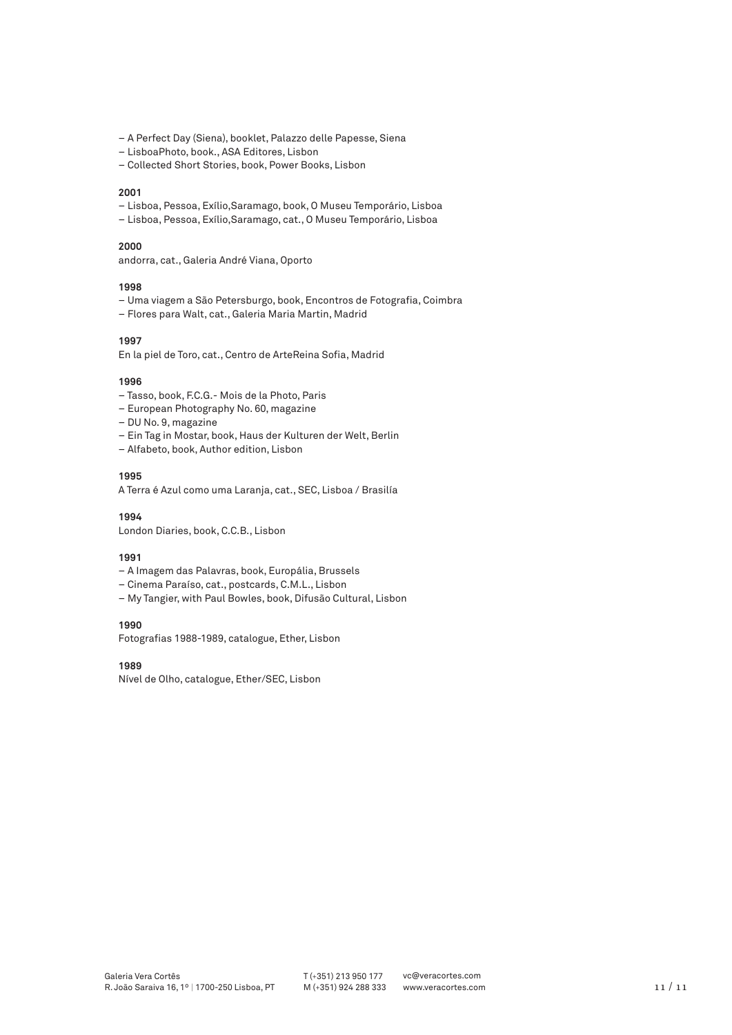– A Perfect Day (Siena), booklet, Palazzo delle Papesse, Siena
– LisboaPhoto, book., ASA Editores, Lisbon
– Collected Short Stories, book, Power Books, Lisbon

**2001**

– Lisboa, Pessoa, Exílio,Saramago, book, O Museu Temporário, Lisboa
– Lisboa, Pessoa, Exílio,Saramago, cat., O Museu Temporário, Lisboa

**2000**

andorra, cat., Galeria André Viana, Oporto

**1998**

– Uma viagem a São Petersburgo, book, Encontros de Fotografia, Coimbra
– Flores para Walt, cat., Galeria Maria Martin, Madrid

**1997**

En la piel de Toro, cat., Centro de ArteReina Sofia, Madrid

**1996**

– Tasso, book, F.C.G.- Mois de la Photo, Paris
– European Photography No. 60, magazine
– DU No. 9, magazine
– Ein Tag in Mostar, book, Haus der Kulturen der Welt, Berlin
– Alfabeto, book, Author edition, Lisbon

**1995**

A Terra é Azul como uma Laranja, cat., SEC, Lisboa / Brasilía

**1994**

London Diaries, book, C.C.B., Lisbon

**1991**

– A Imagem das Palavras, book, Europália, Brussels
– Cinema Paraíso, cat., postcards, C.M.L., Lisbon
– My Tangier, with Paul Bowles, book, Difusão Cultural, Lisbon

**1990**

Fotografias 1988-1989, catalogue, Ether, Lisbon

**1989**

Nível de Olho, catalogue, Ether/SEC, Lisbon